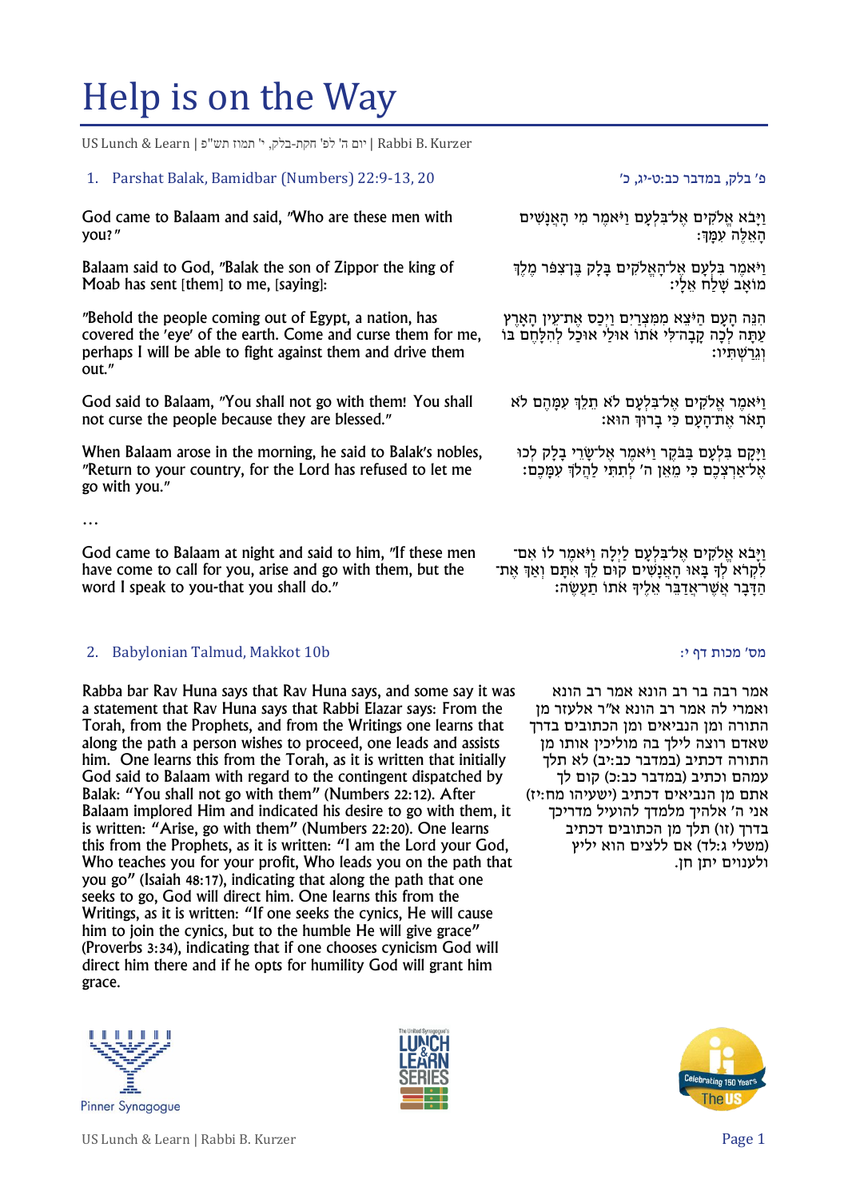# Help is on the Way

US Lunch & Learn | יום ה' לפ' חקת-בלק, י' תמוז תש"פ | Rabbi B. Kurzer

## 1. Parshat Balak, Bamidbar (Numbers) 22:9-13, 20

פ' בלק, במדבר כב:ט-יג, כ

God came to Balaam and said, "Who are these men with you?"

וַיָּבֹא אֱלֹקִים אֶל־בִּלְעָם וַיֹּאמֶר מִי הָאֲנָשִׁים הָאֵלֶּה עִמָּךְ׃

Balaam said to God, "Balak the son of Zippor the king of Moab has sent [them] to me, [saying]:

וַיֹּאמֶר בִּלְעָם אֶל־הָאֱלֹקִים בָּלָק בֶּן־צִפֹּר מֶלֶךְ מוֹאָב שָׁלַח אֵלָי׃

"Behold the people coming out of Egypt, a nation, has covered the 'eye' of the earth. Come and curse them for me, perhaps I will be able to fight against them and drive them out."

הִנֵּה הָעָם הַיֹּצֵא מִמִּצְרַיִם וַיְכַס אֶת־עֵין הָאָרֶץ עַתָּה לְכָה קָבָה־לִּי אֹתוֹ אוּלַי אוּכַל לְהִלָּחֶם בּוֹ וְגֵרַשְׁתִּיו׃

God said to Balaam, "You shall not go with them! You shall not curse the people because they are blessed."

וַיֹּאמֶר אֱלֹקִים אֶל־בִּלְעָם לֹא תֵלֵךְ עִמָּהֶם לֹא תָאֹר אֶת־הָעָם כִּי בָרוּךְ הוּא׃

When Balaam arose in the morning, he said to Balak's nobles, "Return to your country, for the Lord has refused to let me go with you."

וַיָּקָם בִּלְעָם בַּבֹּקֶר וַיֹּאמֶר אֶל־שָׂרֵי בָלָק לְכוּ אֶל־אַרְצְכֶם כִּי מֵאֵן ה' לְתִתִּי לַהֲלֹךְ עִמָּכֶם׃

…

God came to Balaam at night and said to him, "If these men have come to call for you, arise and go with them, but the word I speak to you-that you shall do."

וַיָּבֹא אֱלֹקִים אֶל־בִּלְעָם לַיְלָה וַיֹּאמֶר לוֹ אִם־לִקְרֹא לְךָ בָּאוּ הָאֲנָשִׁים קוּם לֵךְ אִתָּם וְאַךְ אֶת־הַדָּבָר אֲשֶׁר־אֲדַבֵּר אֵלֶיךָ אֹתוֹ תַעֲשֶׂה׃

## 2. Babylonian Talmud, Makkot 10b

מס' מכות דף י:

Rabba bar Rav Huna says that Rav Huna says, and some say it was a statement that Rav Huna says that Rabbi Elazar says: From the Torah, from the Prophets, and from the Writings one learns that along the path a person wishes to proceed, one leads and assists him. One learns this from the Torah, as it is written that initially God said to Balaam with regard to the contingent dispatched by Balak: "You shall not go with them" (Numbers 22:12). After Balaam implored Him and indicated his desire to go with them, it is written: "Arise, go with them" (Numbers 22:20). One learns this from the Prophets, as it is written: "I am the Lord your God, Who teaches you for your profit, Who leads you on the path that you go" (Isaiah 48:17), indicating that along the path that one seeks to go, God will direct him. One learns this from the Writings, as it is written: "If one seeks the cynics, He will cause him to join the cynics, but to the humble He will give grace" (Proverbs 3:34), indicating that if one chooses cynicism God will direct him there and if he opts for humility God will grant him grace.

אמר רבה בר רב הונא אמר רב הונא ואמרי לה אמר רב הונא א"ר אלעזר מן התורה ומן הנביאים ומן הכתובים בדרך שאדם רוצה לילך בה מוליכין אותו מן התורה דכתיב (במדבר כב:יב) לא תלך עמהם וכתיב (במדבר כב:כ) קום לך אתם מן הנביאים דכתיב (ישעיהו מח:יז) אני ה' אלהיך מלמדך להועיל מדריכך בדרך (זו) תלך מן הכתובים דכתיב (משלי ג:לד) אם ללצים הוא יליץ ולענוים יתן חן.

Pinner Synagogue

The United Synagogue's LUNCH & LEARN SERIES

Celebrating 150 Years The US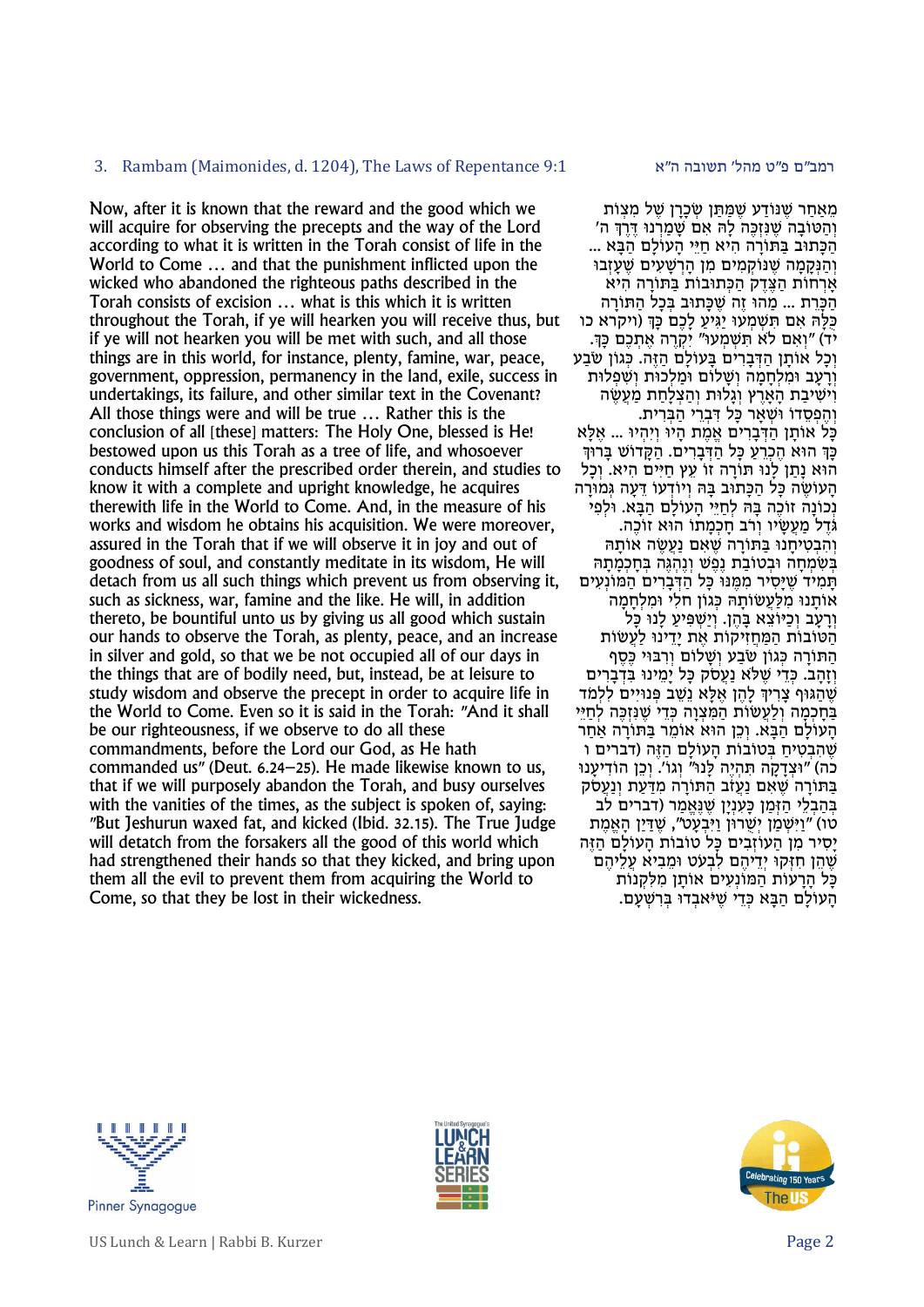### 3. Rambam (Maimonides, d. 1204), The Laws of Repentance 9:1

### רמב"ם פ"ט מהל' תשובה ה"א

Now, after it is known that the reward and the good which we will acquire for observing the precepts and the way of the Lord according to what it is written in the Torah consist of life in the World to Come … and that the punishment inflicted upon the wicked who abandoned the righteous paths described in the Torah consists of excision … what is this which it is written throughout the Torah, if ye will hearken you will receive thus, but if ye will not hearken you will be met with such, and all those things are in this world, for instance, plenty, famine, war, peace, government, oppression, permanency in the land, exile, success in undertakings, its failure, and other similar text in the Covenant? All those things were and will be true … Rather this is the conclusion of all [these] matters: The Holy One, blessed is He! bestowed upon us this Torah as a tree of life, and whosoever conducts himself after the prescribed order therein, and studies to know it with a complete and upright knowledge, he acquires therewith life in the World to Come. And, in the measure of his works and wisdom he obtains his acquisition. We were moreover, assured in the Torah that if we will observe it in joy and out of goodness of soul, and constantly meditate in its wisdom, He will detach from us all such things which prevent us from observing it, such as sickness, war, famine and the like. He will, in addition thereto, be bountiful unto us by giving us all good which sustain our hands to observe the Torah, as plenty, peace, and an increase in silver and gold, so that we be not occupied all of our days in the things that are of bodily need, but, instead, be at leisure to study wisdom and observe the precept in order to acquire life in the World to Come. Even so it is said in the Torah: "And it shall be our righteousness, if we observe to do all these commandments, before the Lord our God, as He hath commanded us" (Deut. 6.24–25). He made likewise known to us, that if we will purposely abandon the Torah, and busy ourselves with the vanities of the times, as the subject is spoken of, saying: "But Jeshurun waxed fat, and kicked (Ibid. 32.15). The True Judge will detatch from the forsakers all the good of this world which had strengthened their hands so that they kicked, and bring upon them all the evil to prevent them from acquiring the World to Come, so that they be lost in their wickedness.

מֵאַחַר שֶׁנּוֹדַע שֶׁמַּתַּן שְׂכָרָן שֶׁל מִצְוֹת וְהַטּוֹבָה שֶׁנִּזְכֶּה לָהּ אִם שָׁמַרְנוּ דֶּרֶךְ ה' הַכָּתוּב בַּתּוֹרָה הִיא חַיֵּי הָעוֹלָם הַבָּא ... וְהַנְּקָמָה שֶׁנּוֹקְמִים מִן הָרְשָׁעִים שֶׁעָזְבוּ אָרְחוֹת הַצֶּדֶק הַכְּתוּבוֹת בַּתּוֹרָה הִיא הַכָּרֵת ... מַהוּ זֶה שֶׁכָּתוּב בְּכָל הַתּוֹרָה כֻּלָּהּ אִם תִּשְׁמְעוּ יַגִּיעַ לָכֶם כָּךְ (ויקרא כו יד) "וְאִם לֹא תִשְׁמְעוּ" יִקְרֶה אֶתְכֶם כָּךְ. וְכָל אוֹתָן הַדְּבָרִים בָּעוֹלָם הַזֶּה. כְּגוֹן שֹׂבַע וְרָעָב וּמִלְחָמָה וְשָׁלוֹם וּמַלְכוּת וּשְׁפָלוּת וִישִׁיבַת הָאָרֶץ וְגָלוּת וְהַצְלָחַת מַעֲשֶׂה וְהֶפְסֵדוֹ וּשְׁאָר כָּל דִּבְרֵי הַבְּרִית. כָּל אוֹתָן הַדְּבָרִים אֱמֶת הָיוּ וְיִהְיוּ ... אֶלָּא כָּךְ הוּא הֶכְרֵעַ כָּל הַדְּבָרִים. הַקָּדוֹשׁ בָּרוּךְ הוּא נָתַן לָנוּ תּוֹרָה זוֹ עֵץ חַיִּים הִיא. וְכָל הָעוֹשֶׂה כָּל הַכָּתוּב בָּהּ וְיוֹדְעוֹ דֵּעָה גְּמוּרָה נְכוֹנָה זוֹכֶה בָּהּ לְחַיֵּי הָעוֹלָם הַבָּא. וּלְפִי גֹּדֶל מַעֲשָׂיו וְרֹב חָכְמָתוֹ הוּא זוֹכֶה. וְהִבְטִיחָנוּ בַּתּוֹרָה שֶׁאִם נַעֲשֶׂה אוֹתָהּ בְּשִׂמְחָה וּבְטוֹבַת נֶפֶשׁ וְנֶהְגֶּה בְּחָכְמָתָהּ תָּמִיד שֶׁיָּסִיר מִמֶּנּוּ כָּל הַדְּבָרִים הַמּוֹנְעִים אוֹתָנוּ מִלַּעֲשׂוֹתָהּ כְּגוֹן חֹלִי וּמִלְחָמָה וְרָעָב וְכַיּוֹצֵא בָּהֶן. וְיַשְׁפִּיעַ לָנוּ כָּל הַטּוֹבוֹת הַמַּחֲזִיקוֹת אֶת יָדֵינוּ לַעֲשׂוֹת הַתּוֹרָה כְּגוֹן שֹׂבַע וְשָׁלוֹם וְרִבּוּי כֶּסֶף וְזָהָב. כְּדֵי שֶׁלֹּא נַעֲסֹק כָּל יָמֵינוּ בִּדְבָרִים שֶׁהַגּוּף צָרִיךְ לָהֶן אֶלָּא נֵשֵׁב פְּנוּיִים לִלְמֹד בַּחָכְמָה וְלַעֲשׂוֹת הַמִּצְוָה כְּדֵי שֶׁנִּזְכֶּה לְחַיֵּי הָעוֹלָם הַבָּא. וְכֵן הוּא אוֹמֵר בַּתּוֹרָה אַחַר שֶׁהִבְטִיחַ בְּטוֹבוֹת הָעוֹלָם הַזֶּה (דברים ו כה) "וּצְדָקָה תִּהְיֶה לָּנוּ" וְגוֹ'. וְכֵן הוֹדִיעָנוּ בַּתּוֹרָה שֶׁאִם נַעֲזֹב הַתּוֹרָה מִדַּעַת וְנַעֲסֹק בְּהַבְלֵי הַזְּמַן כָּעִנְיָן שֶׁנֶּאֱמַר (דברים לב טו) "וַיִּשְׁמַן יְשֻׁרוּן וַיִּבְעָט", שֶׁדַּיַּן הָאֱמֶת יָסִיר מִן הָעוֹזְבִים כָּל טוֹבוֹת הָעוֹלָם הַזֶּה שֶׁהֵן חִזְּקוּ יְדֵיהֶם לִבְעֹט וּמֵבִיא עֲלֵיהֶם כָּל הָרָעוֹת הַמּוֹנְעִים אוֹתָן מִלִּקְנוֹת הָעוֹלָם הַבָּא כְּדֵי שֶׁיֹּאבְדוּ בְּרִשְׁעָם.